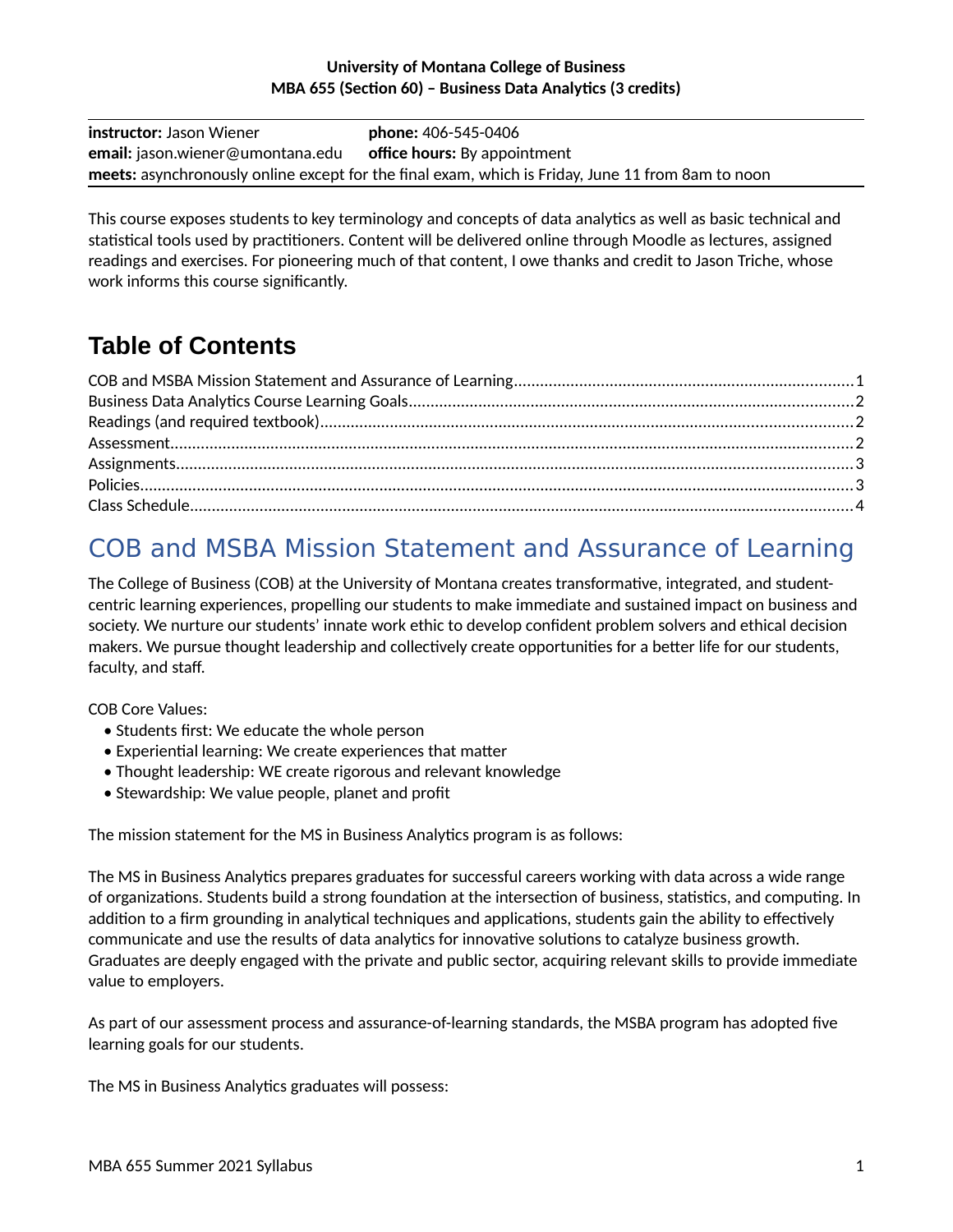**University of Montana College of Business**
**MBA 655 (Section 60) – Business Data Analytics (3 credits)**

| | |
|---|---|
| **instructor:** Jason Wiener | **phone:** 406-545-0406 |
| **email:** jason.wiener@umontana.edu | **office hours:** By appointment |
| **meets:** asynchronously online except for the final exam, which is Friday, June 11 from 8am to noon | |

This course exposes students to key terminology and concepts of data analytics as well as basic technical and statistical tools used by practitioners. Content will be delivered online through Moodle as lectures, assigned readings and exercises. For pioneering much of that content, I owe thanks and credit to Jason Triche, whose work informs this course significantly.

# Table of Contents

COB and MSBA Mission Statement and Assurance of Learning....1
Business Data Analytics Course Learning Goals....2
Readings (and required textbook)....2
Assessment....2
Assignments....3
Policies....3
Class Schedule....4

## COB and MSBA Mission Statement and Assurance of Learning

The College of Business (COB) at the University of Montana creates transformative, integrated, and student-centric learning experiences, propelling our students to make immediate and sustained impact on business and society. We nurture our students' innate work ethic to develop confident problem solvers and ethical decision makers. We pursue thought leadership and collectively create opportunities for a better life for our students, faculty, and staff.

COB Core Values:

- Students first: We educate the whole person
- Experiential learning: We create experiences that matter
- Thought leadership: WE create rigorous and relevant knowledge
- Stewardship: We value people, planet and profit

The mission statement for the MS in Business Analytics program is as follows:

The MS in Business Analytics prepares graduates for successful careers working with data across a wide range of organizations. Students build a strong foundation at the intersection of business, statistics, and computing. In addition to a firm grounding in analytical techniques and applications, students gain the ability to effectively communicate and use the results of data analytics for innovative solutions to catalyze business growth. Graduates are deeply engaged with the private and public sector, acquiring relevant skills to provide immediate value to employers.

As part of our assessment process and assurance-of-learning standards, the MSBA program has adopted five learning goals for our students.

The MS in Business Analytics graduates will possess: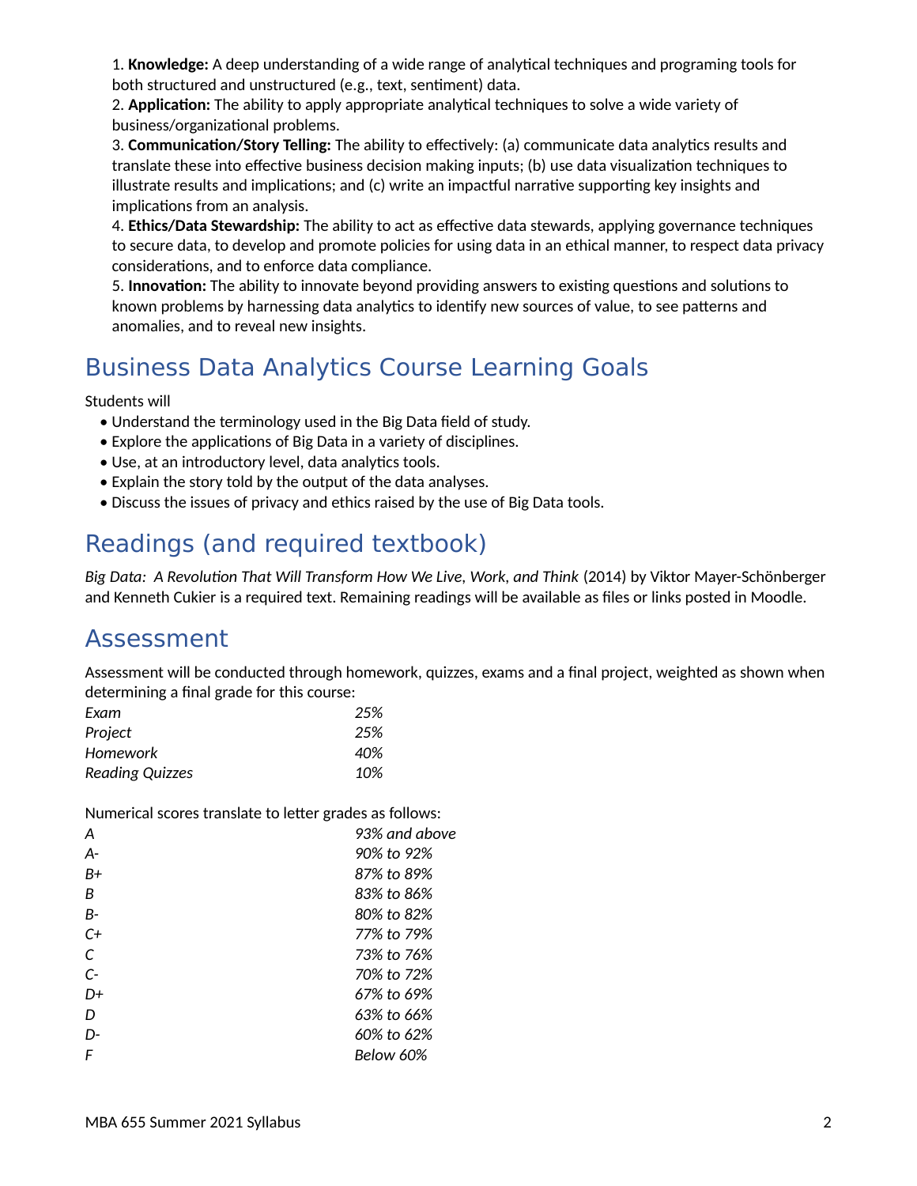1. **Knowledge:** A deep understanding of a wide range of analytical techniques and programing tools for both structured and unstructured (e.g., text, sentiment) data.
2. **Application:** The ability to apply appropriate analytical techniques to solve a wide variety of business/organizational problems.
3. **Communication/Story Telling:** The ability to effectively: (a) communicate data analytics results and translate these into effective business decision making inputs; (b) use data visualization techniques to illustrate results and implications; and (c) write an impactful narrative supporting key insights and implications from an analysis.
4. **Ethics/Data Stewardship:** The ability to act as effective data stewards, applying governance techniques to secure data, to develop and promote policies for using data in an ethical manner, to respect data privacy considerations, and to enforce data compliance.
5. **Innovation:** The ability to innovate beyond providing answers to existing questions and solutions to known problems by harnessing data analytics to identify new sources of value, to see patterns and anomalies, and to reveal new insights.

## Business Data Analytics Course Learning Goals

Students will

- Understand the terminology used in the Big Data field of study.
- Explore the applications of Big Data in a variety of disciplines.
- Use, at an introductory level, data analytics tools.
- Explain the story told by the output of the data analyses.
- Discuss the issues of privacy and ethics raised by the use of Big Data tools.

## Readings (and required textbook)

*Big Data: A Revolution That Will Transform How We Live, Work, and Think* (2014) by Viktor Mayer-Schönberger and Kenneth Cukier is a required text. Remaining readings will be available as files or links posted in Moodle.

## Assessment

Assessment will be conducted through homework, quizzes, exams and a final project, weighted as shown when determining a final grade for this course:

| | |
|---|---|
| *Exam* | *25%* |
| *Project* | *25%* |
| *Homework* | *40%* |
| *Reading Quizzes* | *10%* |

Numerical scores translate to letter grades as follows:

| | |
|---|---|
| *A* | *93% and above* |
| *A-* | *90% to 92%* |
| *B+* | *87% to 89%* |
| *B* | *83% to 86%* |
| *B-* | *80% to 82%* |
| *C+* | *77% to 79%* |
| *C* | *73% to 76%* |
| *C-* | *70% to 72%* |
| *D+* | *67% to 69%* |
| *D* | *63% to 66%* |
| *D-* | *60% to 62%* |
| *F* | *Below 60%* |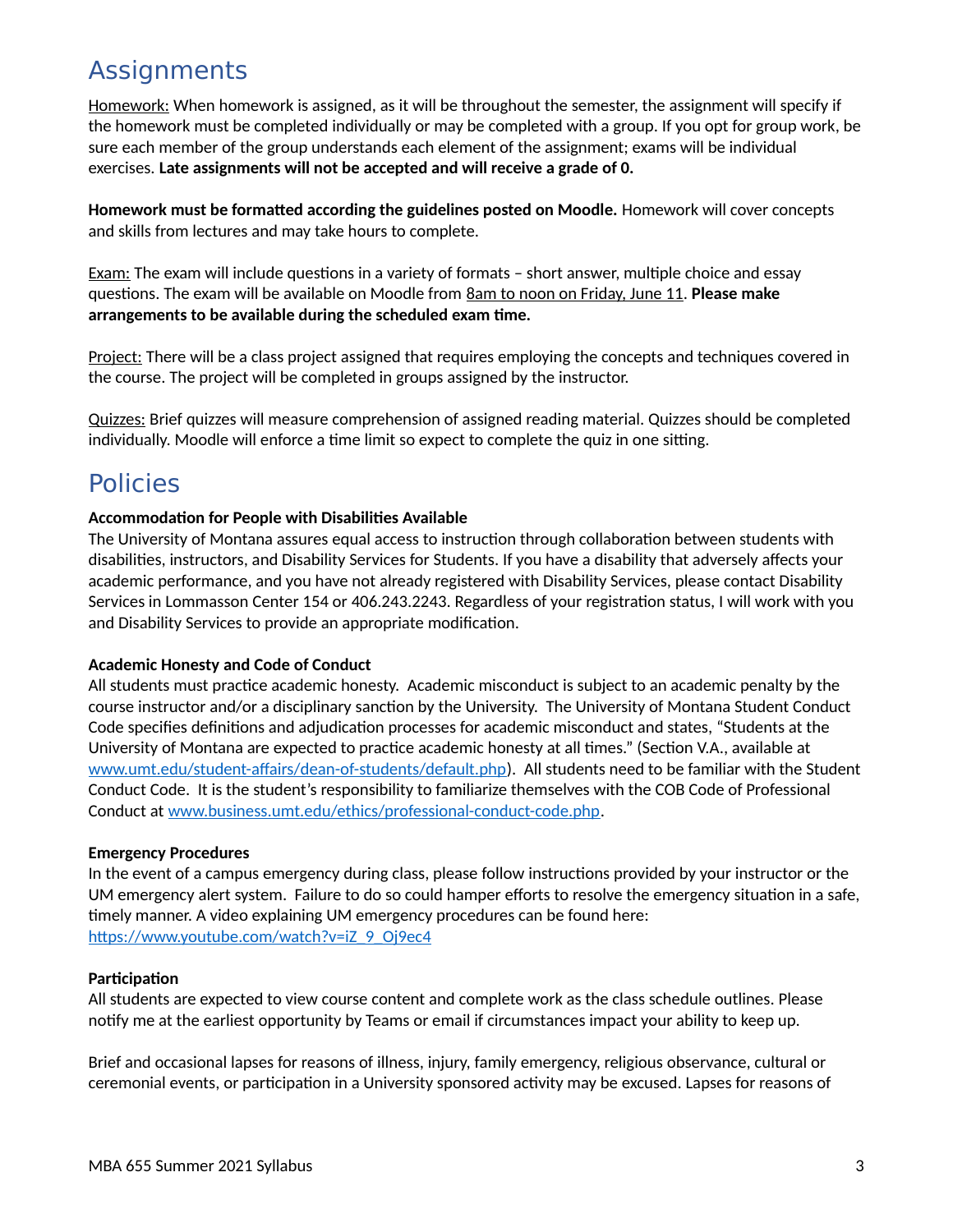## Assignments

Homework: When homework is assigned, as it will be throughout the semester, the assignment will specify if the homework must be completed individually or may be completed with a group. If you opt for group work, be sure each member of the group understands each element of the assignment; exams will be individual exercises. **Late assignments will not be accepted and will receive a grade of 0.**

**Homework must be formatted according the guidelines posted on Moodle.** Homework will cover concepts and skills from lectures and may take hours to complete.

Exam: The exam will include questions in a variety of formats – short answer, multiple choice and essay questions. The exam will be available on Moodle from 8am to noon on Friday, June 11. **Please make arrangements to be available during the scheduled exam time.**

Project: There will be a class project assigned that requires employing the concepts and techniques covered in the course. The project will be completed in groups assigned by the instructor.

Quizzes: Brief quizzes will measure comprehension of assigned reading material. Quizzes should be completed individually. Moodle will enforce a time limit so expect to complete the quiz in one sitting.

## Policies

**Accommodation for People with Disabilities Available**
The University of Montana assures equal access to instruction through collaboration between students with disabilities, instructors, and Disability Services for Students. If you have a disability that adversely affects your academic performance, and you have not already registered with Disability Services, please contact Disability Services in Lommasson Center 154 or 406.243.2243. Regardless of your registration status, I will work with you and Disability Services to provide an appropriate modification.

**Academic Honesty and Code of Conduct**
All students must practice academic honesty. Academic misconduct is subject to an academic penalty by the course instructor and/or a disciplinary sanction by the University. The University of Montana Student Conduct Code specifies definitions and adjudication processes for academic misconduct and states, "Students at the University of Montana are expected to practice academic honesty at all times." (Section V.A., available at www.umt.edu/student-affairs/dean-of-students/default.php). All students need to be familiar with the Student Conduct Code. It is the student's responsibility to familiarize themselves with the COB Code of Professional Conduct at www.business.umt.edu/ethics/professional-conduct-code.php.

**Emergency Procedures**
In the event of a campus emergency during class, please follow instructions provided by your instructor or the UM emergency alert system. Failure to do so could hamper efforts to resolve the emergency situation in a safe, timely manner. A video explaining UM emergency procedures can be found here: https://www.youtube.com/watch?v=iZ_9_Oj9ec4

**Participation**
All students are expected to view course content and complete work as the class schedule outlines. Please notify me at the earliest opportunity by Teams or email if circumstances impact your ability to keep up.

Brief and occasional lapses for reasons of illness, injury, family emergency, religious observance, cultural or ceremonial events, or participation in a University sponsored activity may be excused. Lapses for reasons of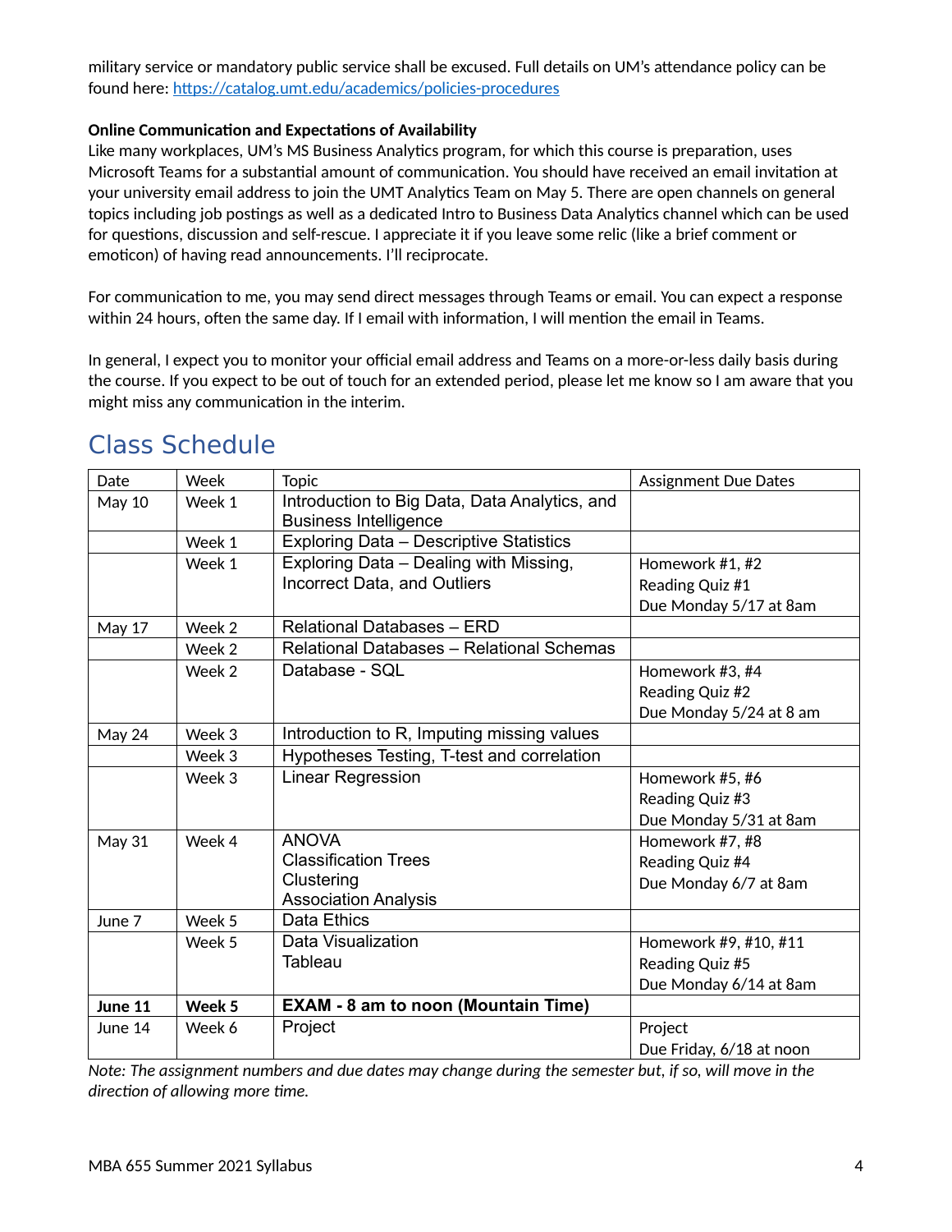military service or mandatory public service shall be excused. Full details on UM's attendance policy can be found here: https://catalog.umt.edu/academics/policies-procedures

**Online Communication and Expectations of Availability**

Like many workplaces, UM's MS Business Analytics program, for which this course is preparation, uses Microsoft Teams for a substantial amount of communication. You should have received an email invitation at your university email address to join the UMT Analytics Team on May 5. There are open channels on general topics including job postings as well as a dedicated Intro to Business Data Analytics channel which can be used for questions, discussion and self-rescue. I appreciate it if you leave some relic (like a brief comment or emoticon) of having read announcements. I'll reciprocate.

For communication to me, you may send direct messages through Teams or email. You can expect a response within 24 hours, often the same day. If I email with information, I will mention the email in Teams.

In general, I expect you to monitor your official email address and Teams on a more-or-less daily basis during the course. If you expect to be out of touch for an extended period, please let me know so I am aware that you might miss any communication in the interim.

# Class Schedule

| Date | Week | Topic | Assignment Due Dates |
|---|---|---|---|
| May 10 | Week 1 | Introduction to Big Data, Data Analytics, and Business Intelligence | |
| | Week 1 | Exploring Data – Descriptive Statistics | |
| | Week 1 | Exploring Data – Dealing with Missing, Incorrect Data, and Outliers | Homework #1, #2<br>Reading Quiz #1<br>Due Monday 5/17 at 8am |
| May 17 | Week 2 | Relational Databases – ERD | |
| | Week 2 | Relational Databases – Relational Schemas | |
| | Week 2 | Database - SQL | Homework #3, #4<br>Reading Quiz #2<br>Due Monday 5/24 at 8 am |
| May 24 | Week 3 | Introduction to R, Imputing missing values | |
| | Week 3 | Hypotheses Testing, T-test and correlation | |
| | Week 3 | Linear Regression | Homework #5, #6<br>Reading Quiz #3<br>Due Monday 5/31 at 8am |
| May 31 | Week 4 | ANOVA<br>Classification Trees<br>Clustering<br>Association Analysis | Homework #7, #8<br>Reading Quiz #4<br>Due Monday 6/7 at 8am |
| June 7 | Week 5 | Data Ethics | |
| | Week 5 | Data Visualization<br>Tableau | Homework #9, #10, #11<br>Reading Quiz #5<br>Due Monday 6/14 at 8am |
| **June 11** | **Week 5** | **EXAM - 8 am to noon (Mountain Time)** | |
| June 14 | Week 6 | Project | Project<br>Due Friday, 6/18 at noon |

*Note: The assignment numbers and due dates may change during the semester but, if so, will move in the direction of allowing more time.*